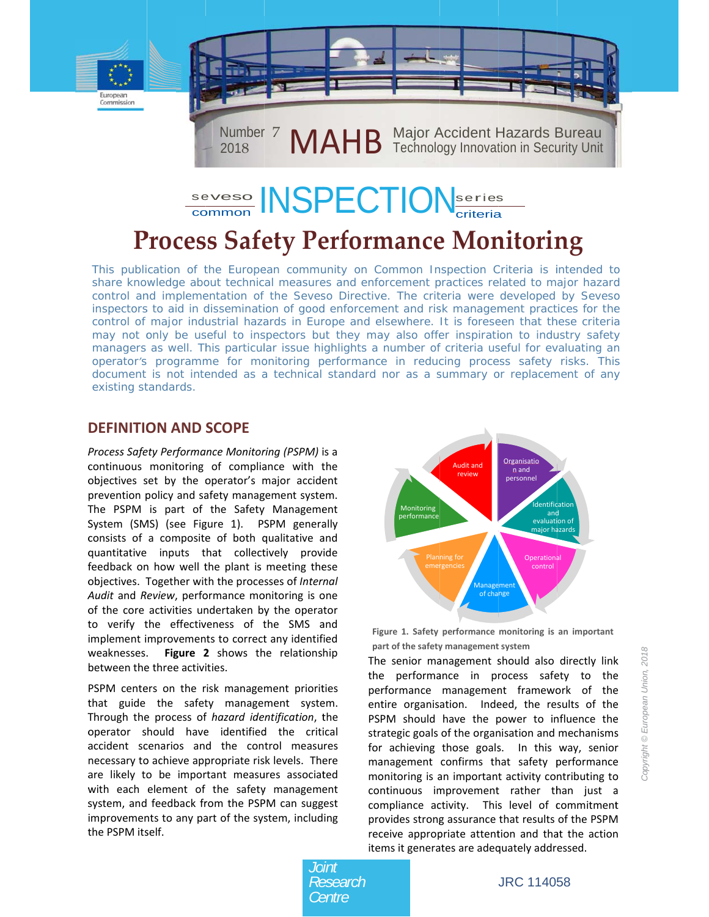Number 7
2018

# MAHB Major Accident Hazards Bureau
Technology Innovation in Security Unit

seveso common INSPECTION series criteria

# Process Safety Performance Monitoring

This publication of the European community on Common Inspection Criteria is intended to share knowledge about technical measures and enforcement practices related to major hazard control and implementation of the Seveso Directive. The criteria were developed by Seveso inspectors to aid in dissemination of good enforcement and risk management practices for the control of major industrial hazards in Europe and elsewhere. It is foreseen that these criteria may not only be useful to inspectors but they may also offer inspiration to industry safety managers as well. This particular issue highlights a number of criteria useful for evaluating an operator's programme for monitoring performance in reducing process safety risks. This document is not intended as a technical standard nor as a summary or replacement of any existing standards.

## DEFINITION AND SCOPE

*Process Safety Performance Monitoring (PSPM)* is a continuous monitoring of compliance with the objectives set by the operator's major accident prevention policy and safety management system. The PSPM is part of the Safety Management System (SMS) (see Figure 1). PSPM generally consists of a composite of both qualitative and quantitative inputs that collectively provide feedback on how well the plant is meeting these objectives. Together with the processes of *Internal Audit* and *Review*, performance monitoring is one of the core activities undertaken by the operator to verify the effectiveness of the SMS and implement improvements to correct any identified weaknesses. **Figure 2** shows the relationship between the three activities.

PSPM centers on the risk management priorities that guide the safety management system. Through the process of *hazard identification*, the operator should have identified the critical accident scenarios and the control measures necessary to achieve appropriate risk levels. There are likely to be important measures associated with each element of the safety management system, and feedback from the PSPM can suggest improvements to any part of the system, including the PSPM itself.

Audit and review | Organisation and personnel | Identification and evaluation of major hazards | Operational control | Management of change | Planning for emergencies | Monitoring performance

**Figure 1. Safety performance monitoring is an important part of the safety management system**

The senior management should also directly link the performance in process safety to the performance management framework of the entire organisation. Indeed, the results of the PSPM should have the power to influence the strategic goals of the organisation and mechanisms for achieving those goals. In this way, senior management confirms that safety performance monitoring is an important activity contributing to continuous improvement rather than just a compliance activity. This level of commitment provides strong assurance that results of the PSPM receive appropriate attention and that the action items it generates are adequately addressed.

Joint Research Centre

JRC 114058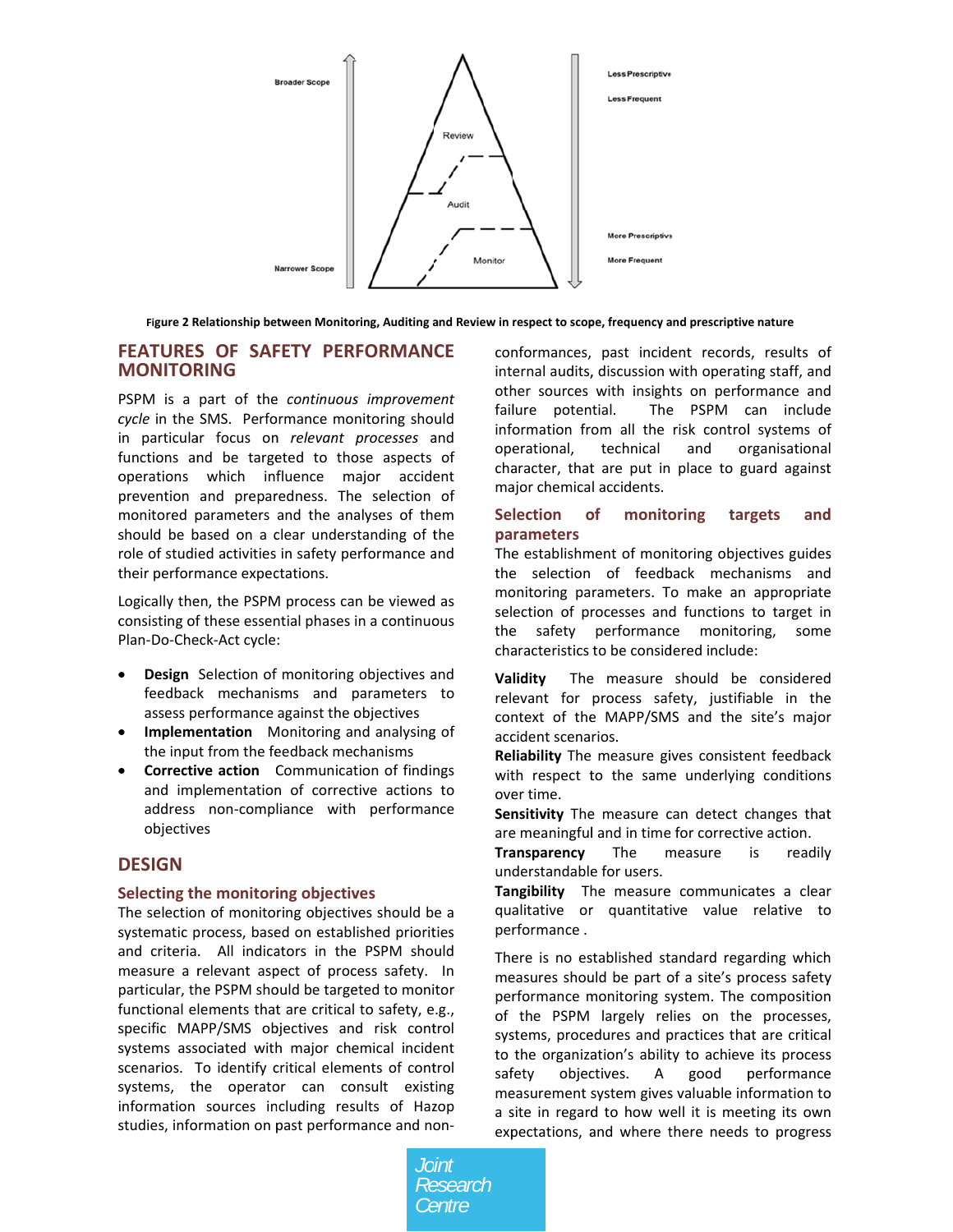Figure 2 Relationship between Monitoring, Auditing and Review in respect to scope, frequency and prescriptive nature

## FEATURES OF SAFETY PERFORMANCE MONITORING

PSPM is a part of the *continuous improvement cycle* in the SMS. Performance monitoring should in particular focus on *relevant processes* and functions and be targeted to those aspects of operations which influence major accident prevention and preparedness. The selection of monitored parameters and the analyses of them should be based on a clear understanding of the role of studied activities in safety performance and their performance expectations.

Logically then, the PSPM process can be viewed as consisting of these essential phases in a continuous Plan-Do-Check-Act cycle:

- **Design** Selection of monitoring objectives and feedback mechanisms and parameters to assess performance against the objectives
- **Implementation** Monitoring and analysing of the input from the feedback mechanisms
- **Corrective action** Communication of findings and implementation of corrective actions to address non-compliance with performance objectives

## DESIGN

### Selecting the monitoring objectives

The selection of monitoring objectives should be a systematic process, based on established priorities and criteria. All indicators in the PSPM should measure a relevant aspect of process safety. In particular, the PSPM should be targeted to monitor functional elements that are critical to safety, e.g., specific MAPP/SMS objectives and risk control systems associated with major chemical incident scenarios. To identify critical elements of control systems, the operator can consult existing information sources including results of Hazop studies, information on past performance and non-conformances, past incident records, results of internal audits, discussion with operating staff, and other sources with insights on performance and failure potential. The PSPM can include information from all the risk control systems of operational, technical and organisational character, that are put in place to guard against major chemical accidents.

### Selection of monitoring targets and parameters

The establishment of monitoring objectives guides the selection of feedback mechanisms and monitoring parameters. To make an appropriate selection of processes and functions to target in the safety performance monitoring, some characteristics to be considered include:

**Validity** The measure should be considered relevant for process safety, justifiable in the context of the MAPP/SMS and the site's major accident scenarios.
**Reliability** The measure gives consistent feedback with respect to the same underlying conditions over time.
**Sensitivity** The measure can detect changes that are meaningful and in time for corrective action.
**Transparency** The measure is readily understandable for users.
**Tangibility** The measure communicates a clear qualitative or quantitative value relative to performance .

There is no established standard regarding which measures should be part of a site's process safety performance monitoring system. The composition of the PSPM largely relies on the processes, systems, procedures and practices that are critical to the organization's ability to achieve its process safety objectives. A good performance measurement system gives valuable information to a site in regard to how well it is meeting its own expectations, and where there needs to progress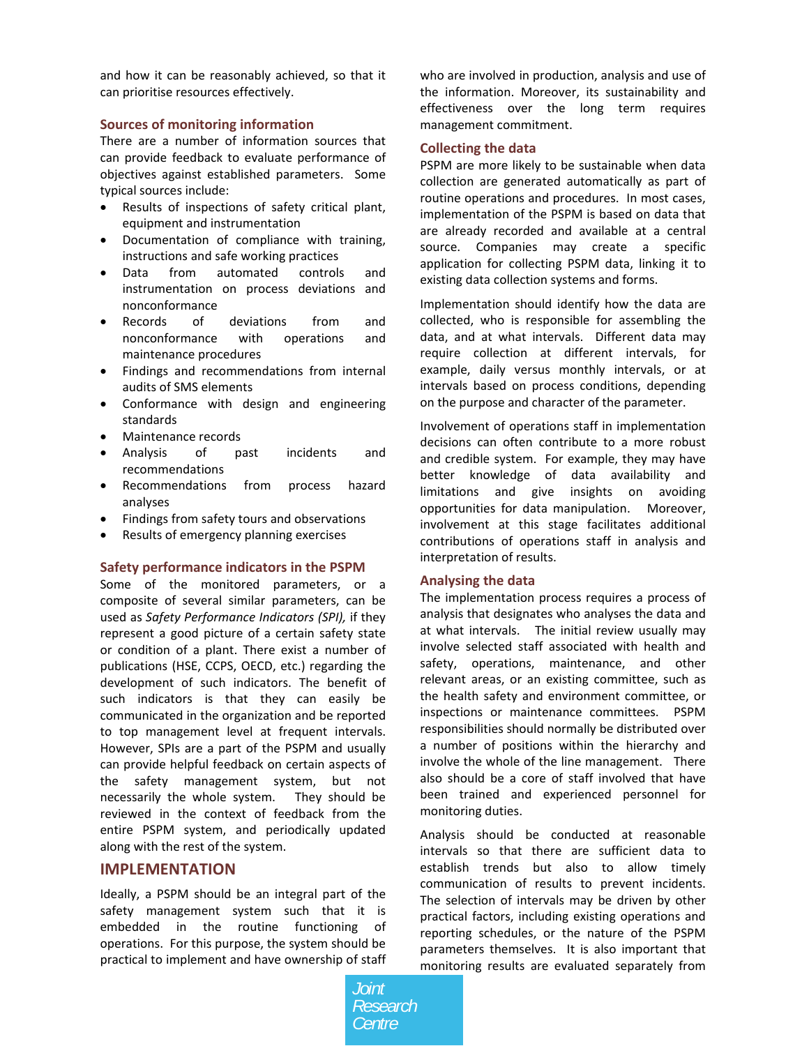and how it can be reasonably achieved, so that it can prioritise resources effectively.

### Sources of monitoring information

There are a number of information sources that can provide a feedback to evaluate performance of objectives against established parameters. Some typical sources include:

- Results of inspections of safety critical plant, equipment and instrumentation
- Documentation of compliance with training, instructions and safe working practices
- Data from automated controls and instrumentation on process deviations and nonconformance
- Records of deviations from and nonconformance with operations and maintenance procedures
- Findings and recommendations from internal audits of SMS elements
- Conformance with design and engineering standards
- Maintenance records
- Analysis of past incidents and recommendations
- Recommendations from process hazard analyses
- Findings from safety tours and observations
- Results of emergency planning exercises

### Safety performance indicators in the PSPM

Some of the monitored parameters, or a composite of several similar parameters, can be used as *Safety Performance Indicators (SPI),* if they represent a good picture of a certain safety state or condition of a plant. There exist a number of publications (HSE, CCPS, OECD, etc.) regarding the development of such indicators. The benefit of such indicators is that they can easily be communicated in the organization and be reported to top management level at frequent intervals. However, SPIs are a part of the PSPM and usually can provide helpful feedback on certain aspects of the safety management system, but not necessarily the whole system. They should be reviewed in the context of feedback from the entire PSPM system, and periodically updated along with the rest of the system.

## IMPLEMENTATION

Ideally, a PSPM should be an integral part of the safety management system such that it is embedded in the routine functioning of operations. For this purpose, the system should be practical to implement and have ownership of staff who are involved in production, analysis and use of the information. Moreover, its sustainability and effectiveness over the long term requires management commitment.

### Collecting the data

PSPM are more likely to be sustainable when data collection are generated automatically as part of routine operations and procedures. In most cases, implementation of the PSPM is based on data that are already recorded and available at a central source. Companies may create a specific application for collecting PSPM data, linking it to existing data collection systems and forms.

Implementation should identify how the data are collected, who is responsible for assembling the data, and at what intervals. Different data may require collection at different intervals, for example, daily versus monthly intervals, or at intervals based on process conditions, depending on the purpose and character of the parameter.

Involvement of operations staff in implementation decisions can often contribute to a more robust and credible system. For example, they may have better knowledge of data availability and limitations and give insights on avoiding opportunities for data manipulation. Moreover, involvement at this stage facilitates additional contributions of operations staff in analysis and interpretation of results.

### Analysing the data

The implementation process requires a process of analysis that designates who analyses the data and at what intervals. The initial review usually may involve selected staff associated with health and safety, operations, maintenance, and other relevant areas, or an existing committee, such as the health safety and environment committee, or inspections or maintenance committees. PSPM responsibilities should normally be distributed over a number of positions within the hierarchy and involve the whole of the line management. There also should be a core of staff involved that have been trained and experienced personnel for monitoring duties.

Analysis should be conducted at reasonable intervals so that there are sufficient data to establish trends but also to allow timely communication of results to prevent incidents. The selection of intervals may be driven by other practical factors, including existing operations and reporting schedules, or the nature of the PSPM parameters themselves. It is also important that monitoring results are evaluated separately from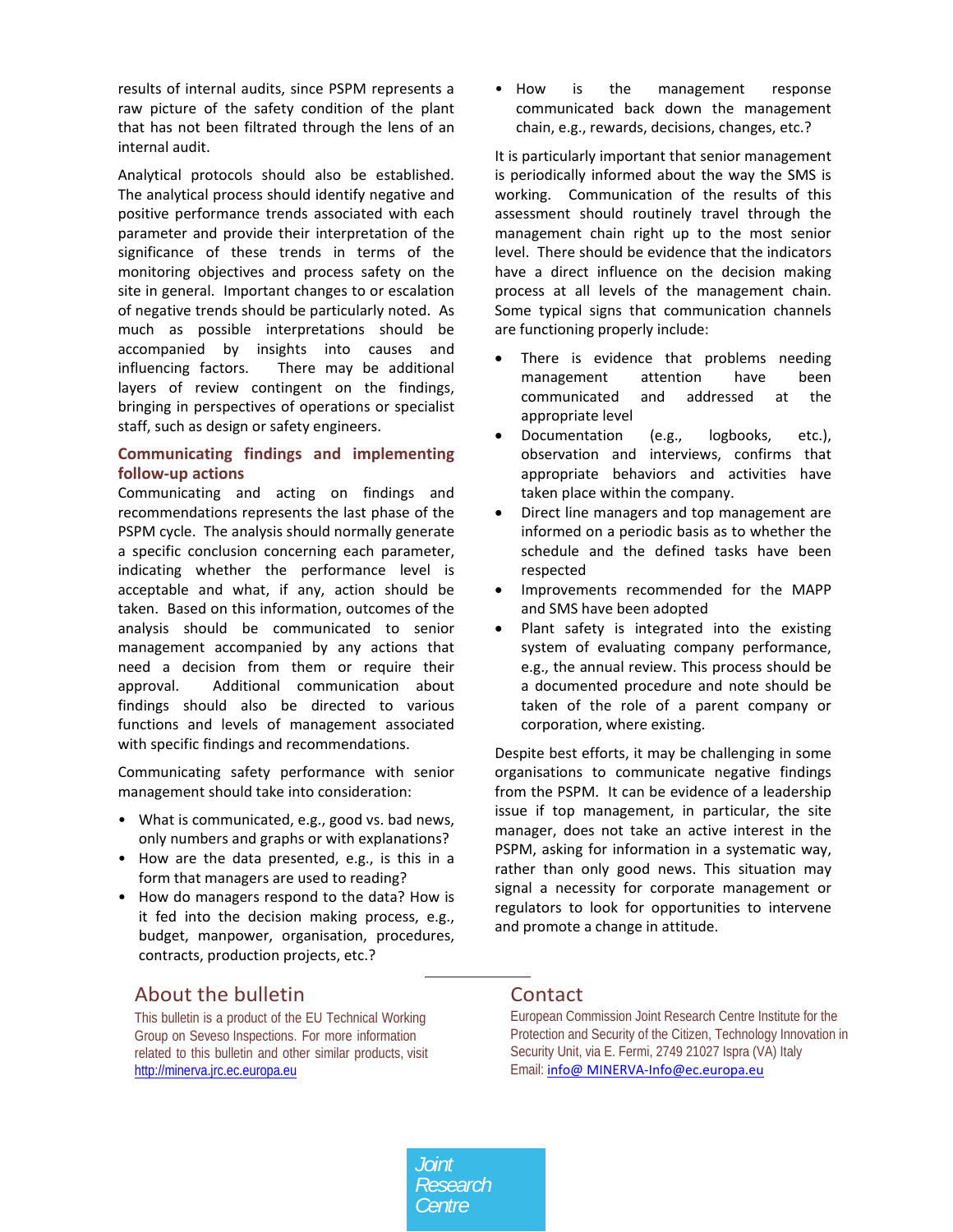results of internal audits, since PSPM represents a raw picture of the safety condition of the plant that has not been filtrated through the lens of an internal audit.

Analytical protocols should also be established. The analytical process should identify negative and positive performance trends associated with each parameter and provide their interpretation of the significance of these trends in terms of the monitoring objectives and process safety on the site in general. Important changes to or escalation of negative trends should be particularly noted. As much as possible interpretations should be accompanied by insights into causes and influencing factors. There may be additional layers of review contingent on the findings, bringing in perspectives of operations or specialist staff, such as design or safety engineers.

### Communicating findings and implementing follow-up actions

Communicating and acting on findings and recommendations represents the last phase of the PSPM cycle. The analysis should normally generate a specific conclusion concerning each parameter, indicating whether the performance level is acceptable and what, if any, action should be taken. Based on this information, outcomes of the analysis should be communicated to senior management accompanied by any actions that need a decision from them or require their approval. Additional communication about findings should also be directed to various functions and levels of management associated with specific findings and recommendations.

Communicating safety performance with senior management should take into consideration:

- What is communicated, e.g., good vs. bad news, only numbers and graphs or with explanations?
- How are the data presented, e.g., is this in a form that managers are used to reading?
- How do managers respond to the data? How is it fed into the decision making process, e.g., budget, manpower, organisation, procedures, contracts, production projects, etc.?
- How is the management response communicated back down the management chain, e.g., rewards, decisions, changes, etc.?

It is particularly important that senior management is periodically informed about the way the SMS is working. Communication of the results of this assessment should routinely travel through the management chain right up to the most senior level. There should be evidence that the indicators have a direct influence on the decision making process at all levels of the management chain. Some typical signs that communication channels are functioning properly include:

- There is evidence that problems needing management attention have been communicated and addressed at the appropriate level
- Documentation (e.g., logbooks, etc.), observation and interviews, confirms that appropriate behaviors and activities have taken place within the company.
- Direct line managers and top management are informed on a periodic basis as to whether the schedule and the defined tasks have been respected
- Improvements recommended for the MAPP and SMS have been adopted
- Plant safety is integrated into the existing system of evaluating company performance, e.g., the annual review. This process should be a documented procedure and note should be taken of the role of a parent company or corporation, where existing.

Despite best efforts, it may be challenging in some organisations to communicate negative findings from the PSPM. It can be evidence of a leadership issue if top management, in particular, the site manager, does not take an active interest in the PSPM, asking for information in a systematic way, rather than only good news. This situation may signal a necessity for corporate management or regulators to look for opportunities to intervene and promote a change in attitude.

## About the bulletin

This bulletin is a product of the EU Technical Working Group on Seveso Inspections. For more information related to this bulletin and other similar products, visit http://minerva.jrc.ec.europa.eu

## Contact

European Commission Joint Research Centre Institute for the Protection and Security of the Citizen, Technology Innovation in Security Unit, via E. Fermi, 2749 21027 Ispra (VA) Italy
Email: info@ MINERVA-Info@ec.europa.eu

Joint Research Centre